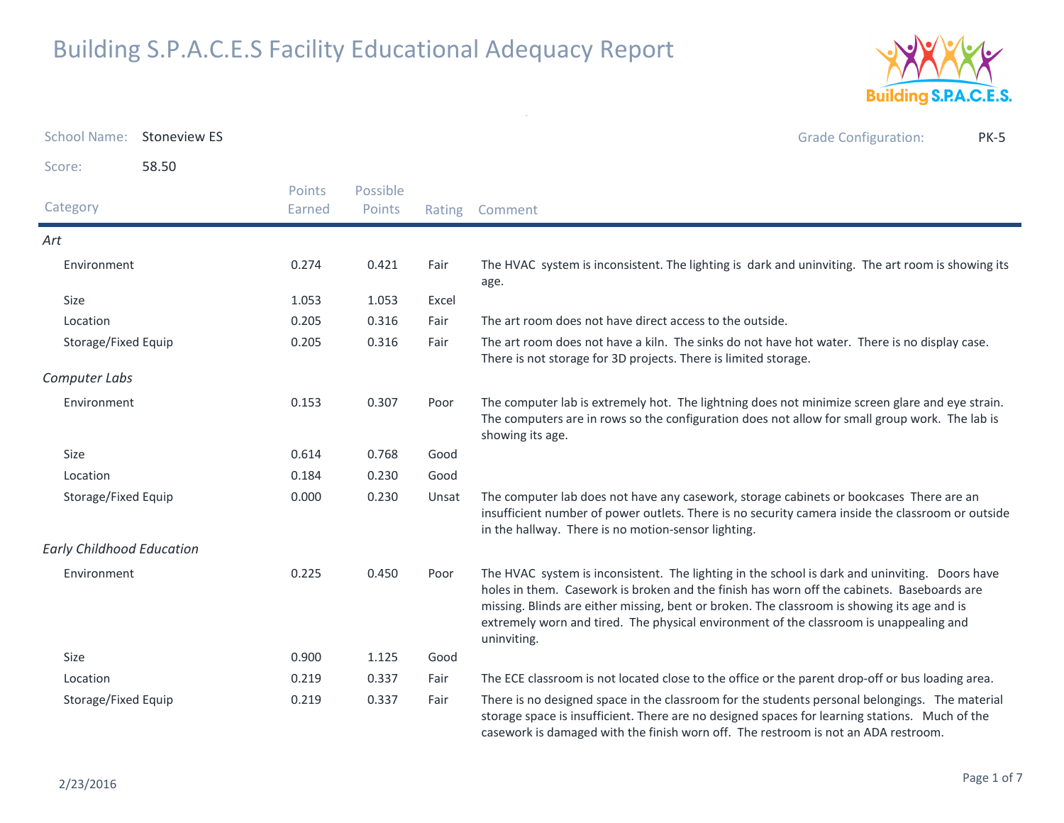# Building S.P.A.C.E.S Facility Educational Adequacy Report

**School Name:** Stoneview ES

**Grade Configuration:** PK-5

**Score:** 58.50

| Category | Points Earned | Possible Points | Rating | Comment |
|---|---|---|---|---|
| ***Art*** | | | | |
| Environment | 0.274 | 0.421 | Fair | The HVAC system is inconsistent. The lighting is dark and uninviting. The art room is showing its age. |
| Size | 1.053 | 1.053 | Excel | |
| Location | 0.205 | 0.316 | Fair | The art room does not have direct access to the outside. |
| Storage/Fixed Equip | 0.205 | 0.316 | Fair | The art room does not have a kiln. The sinks do not have hot water. There is no display case. There is not storage for 3D projects. There is limited storage. |
| ***Computer Labs*** | | | | |
| Environment | 0.153 | 0.307 | Poor | The computer lab is extremely hot. The lightning does not minimize screen glare and eye strain. The computers are in rows so the configuration does not allow for small group work. The lab is showing its age. |
| Size | 0.614 | 0.768 | Good | |
| Location | 0.184 | 0.230 | Good | |
| Storage/Fixed Equip | 0.000 | 0.230 | Unsat | The computer lab does not have any casework, storage cabinets or bookcases There are an insufficient number of power outlets. There is no security camera inside the classroom or outside in the hallway. There is no motion-sensor lighting. |
| ***Early Childhood Education*** | | | | |
| Environment | 0.225 | 0.450 | Poor | The HVAC system is inconsistent. The lighting in the school is dark and uninviting. Doors have holes in them. Casework is broken and the finish has worn off the cabinets. Baseboards are missing. Blinds are either missing, bent or broken. The classroom is showing its age and is extremely worn and tired. The physical environment of the classroom is unappealing and uninviting. |
| Size | 0.900 | 1.125 | Good | |
| Location | 0.219 | 0.337 | Fair | The ECE classroom is not located close to the office or the parent drop-off or bus loading area. |
| Storage/Fixed Equip | 0.219 | 0.337 | Fair | There is no designed space in the classroom for the students personal belongings. The material storage space is insufficient. There are no designed spaces for learning stations. Much of the casework is damaged with the finish worn off. The restroom is not an ADA restroom. |

2/23/2016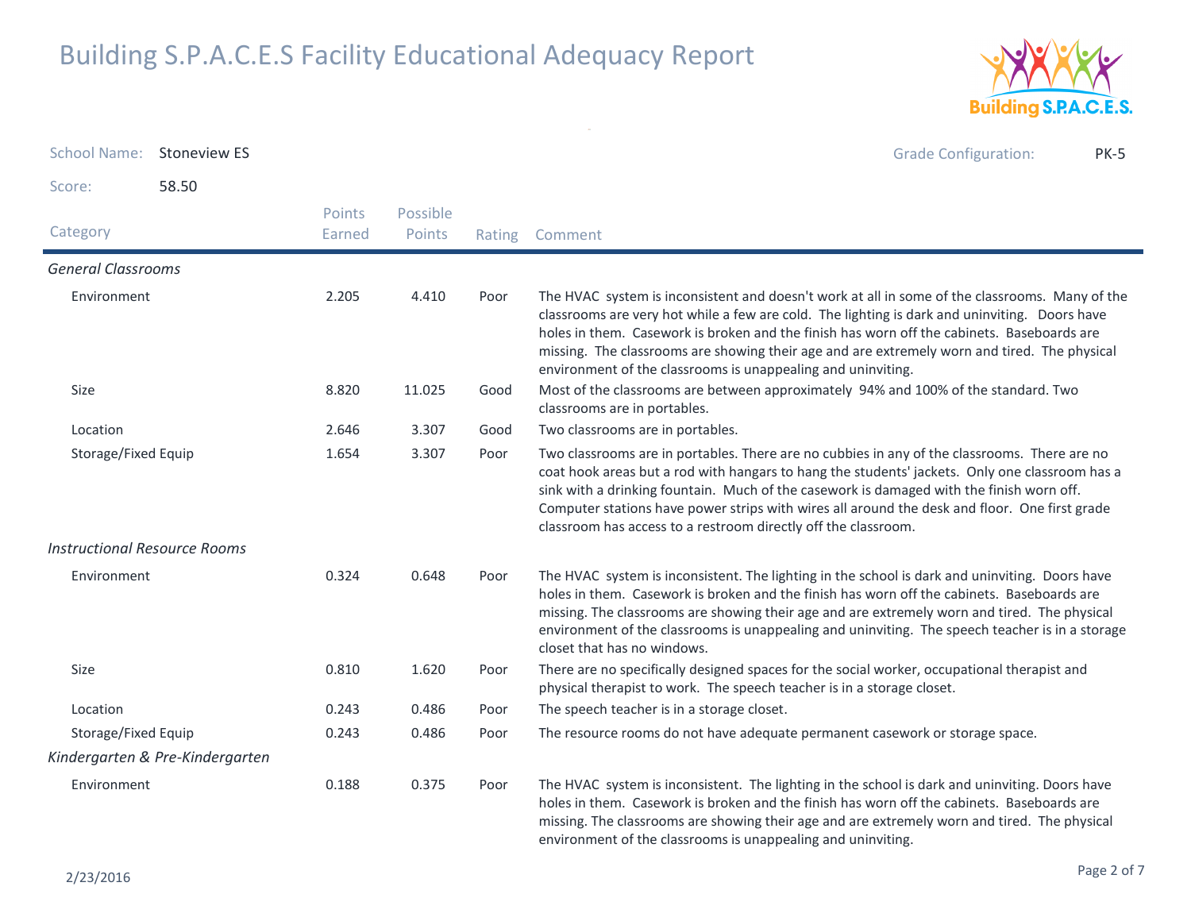# Building S.P.A.C.E.S Facility Educational Adequacy Report

**School Name:** Stoneview ES

**Grade Configuration:** PK-5

**Score:** 58.50

| Category | Points Earned | Possible Points | Rating | Comment |
|---|---|---|---|---|
| ***General Classrooms*** | | | | |
| Environment | 2.205 | 4.410 | Poor | The HVAC system is inconsistent and doesn't work at all in some of the classrooms. Many of the classrooms are very hot while a few are cold. The lighting is dark and uninviting. Doors have holes in them. Casework is broken and the finish has worn off the cabinets. Baseboards are missing. The classrooms are showing their age and are extremely worn and tired. The physical environment of the classrooms is unappealing and uninviting. |
| Size | 8.820 | 11.025 | Good | Most of the classrooms are between approximately 94% and 100% of the standard. Two classrooms are in portables. |
| Location | 2.646 | 3.307 | Good | Two classrooms are in portables. |
| Storage/Fixed Equip | 1.654 | 3.307 | Poor | Two classrooms are in portables. There are no cubbies in any of the classrooms. There are no coat hook areas but a rod with hangars to hang the students' jackets. Only one classroom has a sink with a drinking fountain. Much of the casework is damaged with the finish worn off. Computer stations have power strips with wires all around the desk and floor. One first grade classroom has access to a restroom directly off the classroom. |
| ***Instructional Resource Rooms*** | | | | |
| Environment | 0.324 | 0.648 | Poor | The HVAC system is inconsistent. The lighting in the school is dark and uninviting. Doors have holes in them. Casework is broken and the finish has worn off the cabinets. Baseboards are missing. The classrooms are showing their age and are extremely worn and tired. The physical environment of the classrooms is unappealing and uninviting. The speech teacher is in a storage closet that has no windows. |
| Size | 0.810 | 1.620 | Poor | There are no specifically designed spaces for the social worker, occupational therapist and physical therapist to work. The speech teacher is in a storage closet. |
| Location | 0.243 | 0.486 | Poor | The speech teacher is in a storage closet. |
| Storage/Fixed Equip | 0.243 | 0.486 | Poor | The resource rooms do not have adequate permanent casework or storage space. |
| ***Kindergarten & Pre-Kindergarten*** | | | | |
| Environment | 0.188 | 0.375 | Poor | The HVAC system is inconsistent. The lighting in the school is dark and uninviting. Doors have holes in them. Casework is broken and the finish has worn off the cabinets. Baseboards are missing. The classrooms are showing their age and are extremely worn and tired. The physical environment of the classrooms is unappealing and uninviting. |

2/23/2016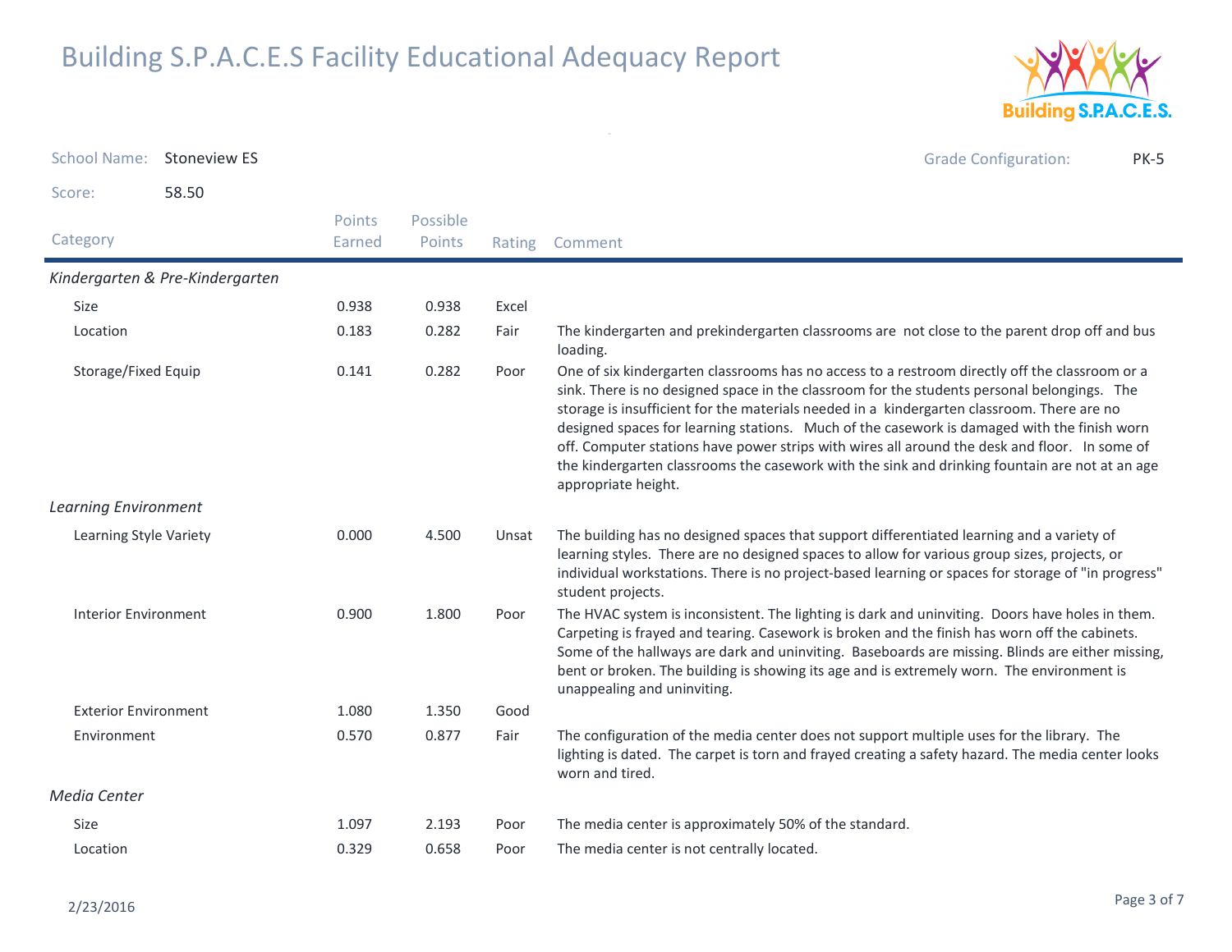# Building S.P.A.C.E.S Facility Educational Adequacy Report

School Name: Stoneview ES

Grade Configuration: PK-5

Score: 58.50

| Category | Points Earned | Possible Points | Rating | Comment |
|---|---|---|---|---|
| *Kindergarten & Pre-Kindergarten* | | | | |
| Size | 0.938 | 0.938 | Excel | |
| Location | 0.183 | 0.282 | Fair | The kindergarten and prekindergarten classrooms are not close to the parent drop off and bus loading. |
| Storage/Fixed Equip | 0.141 | 0.282 | Poor | One of six kindergarten classrooms has no access to a restroom directly off the classroom or a sink. There is no designed space in the classroom for the students personal belongings. The storage is insufficient for the materials needed in a kindergarten classroom. There are no designed spaces for learning stations. Much of the casework is damaged with the finish worn off. Computer stations have power strips with wires all around the desk and floor. In some of the kindergarten classrooms the casework with the sink and drinking fountain are not at an age appropriate height. |
| *Learning Environment* | | | | |
| Learning Style Variety | 0.000 | 4.500 | Unsat | The building has no designed spaces that support differentiated learning and a variety of learning styles. There are no designed spaces to allow for various group sizes, projects, or individual workstations. There is no project-based learning or spaces for storage of "in progress" student projects. |
| Interior Environment | 0.900 | 1.800 | Poor | The HVAC system is inconsistent. The lighting is dark and uninviting. Doors have holes in them. Carpeting is frayed and tearing. Casework is broken and the finish has worn off the cabinets. Some of the hallways are dark and uninviting. Baseboards are missing. Blinds are either missing, bent or broken. The building is showing its age and is extremely worn. The environment is unappealing and uninviting. |
| Exterior Environment | 1.080 | 1.350 | Good | |
| Environment | 0.570 | 0.877 | Fair | The configuration of the media center does not support multiple uses for the library. The lighting is dated. The carpet is torn and frayed creating a safety hazard. The media center looks worn and tired. |
| *Media Center* | | | | |
| Size | 1.097 | 2.193 | Poor | The media center is approximately 50% of the standard. |
| Location | 0.329 | 0.658 | Poor | The media center is not centrally located. |

2/23/2016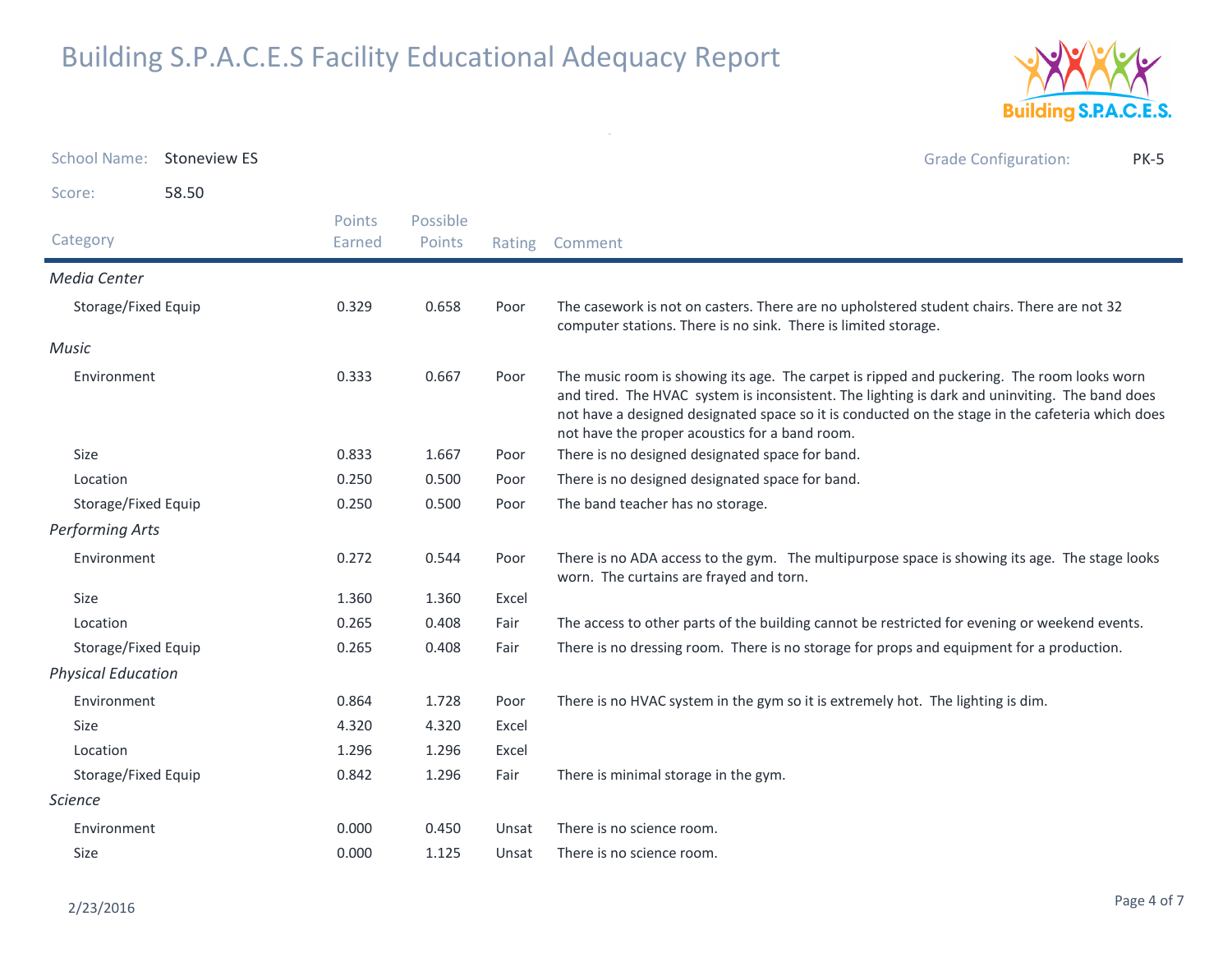# Building S.P.A.C.E.S Facility Educational Adequacy Report

School Name: Stoneview ES

Grade Configuration: PK-5

Score: 58.50

| Category | Points Earned | Possible Points | Rating | Comment |
|---|---|---|---|---|
| *Media Center* | | | | |
| Storage/Fixed Equip | 0.329 | 0.658 | Poor | The casework is not on casters. There are no upholstered student chairs. There are not 32 computer stations. There is no sink. There is limited storage. |
| *Music* | | | | |
| Environment | 0.333 | 0.667 | Poor | The music room is showing its age. The carpet is ripped and puckering. The room looks worn and tired. The HVAC system is inconsistent. The lighting is dark and uninviting. The band does not have a designed designated space so it is conducted on the stage in the cafeteria which does not have the proper acoustics for a band room. |
| Size | 0.833 | 1.667 | Poor | There is no designed designated space for band. |
| Location | 0.250 | 0.500 | Poor | There is no designed designated space for band. |
| Storage/Fixed Equip | 0.250 | 0.500 | Poor | The band teacher has no storage. |
| *Performing Arts* | | | | |
| Environment | 0.272 | 0.544 | Poor | There is no ADA access to the gym. The multipurpose space is showing its age. The stage looks worn. The curtains are frayed and torn. |
| Size | 1.360 | 1.360 | Excel | |
| Location | 0.265 | 0.408 | Fair | The access to other parts of the building cannot be restricted for evening or weekend events. |
| Storage/Fixed Equip | 0.265 | 0.408 | Fair | There is no dressing room. There is no storage for props and equipment for a production. |
| *Physical Education* | | | | |
| Environment | 0.864 | 1.728 | Poor | There is no HVAC system in the gym so it is extremely hot. The lighting is dim. |
| Size | 4.320 | 4.320 | Excel | |
| Location | 1.296 | 1.296 | Excel | |
| Storage/Fixed Equip | 0.842 | 1.296 | Fair | There is minimal storage in the gym. |
| *Science* | | | | |
| Environment | 0.000 | 0.450 | Unsat | There is no science room. |
| Size | 0.000 | 1.125 | Unsat | There is no science room. |

2/23/2016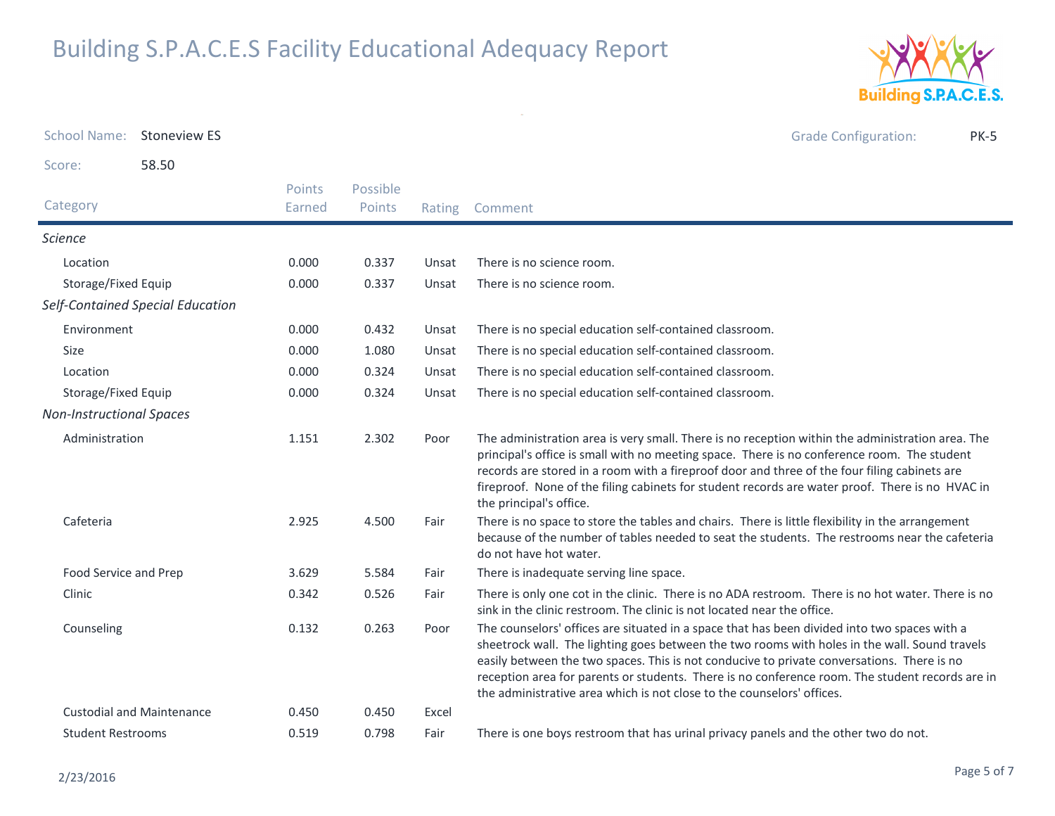# Building S.P.A.C.E.S Facility Educational Adequacy Report

**School Name:** Stoneview ES

**Grade Configuration:** PK-5

**Score:** 58.50

| Category | Points Earned | Possible Points | Rating | Comment |
|---|---|---|---|---|
| ***Science*** | | | | |
| Location | 0.000 | 0.337 | Unsat | There is no science room. |
| Storage/Fixed Equip | 0.000 | 0.337 | Unsat | There is no science room. |
| ***Self-Contained Special Education*** | | | | |
| Environment | 0.000 | 0.432 | Unsat | There is no special education self-contained classroom. |
| Size | 0.000 | 1.080 | Unsat | There is no special education self-contained classroom. |
| Location | 0.000 | 0.324 | Unsat | There is no special education self-contained classroom. |
| Storage/Fixed Equip | 0.000 | 0.324 | Unsat | There is no special education self-contained classroom. |
| ***Non-Instructional Spaces*** | | | | |
| Administration | 1.151 | 2.302 | Poor | The administration area is very small. There is no reception within the administration area. The principal's office is small with no meeting space. There is no conference room. The student records are stored in a room with a fireproof door and three of the four filing cabinets are fireproof. None of the filing cabinets for student records are water proof. There is no HVAC in the principal's office. |
| Cafeteria | 2.925 | 4.500 | Fair | There is no space to store the tables and chairs. There is little flexibility in the arrangement because of the number of tables needed to seat the students. The restrooms near the cafeteria do not have hot water. |
| Food Service and Prep | 3.629 | 5.584 | Fair | There is inadequate serving line space. |
| Clinic | 0.342 | 0.526 | Fair | There is only one cot in the clinic. There is no ADA restroom. There is no hot water. There is no sink in the clinic restroom. The clinic is not located near the office. |
| Counseling | 0.132 | 0.263 | Poor | The counselors' offices are situated in a space that has been divided into two spaces with a sheetrock wall. The lighting goes between the two rooms with holes in the wall. Sound travels easily between the two spaces. This is not conducive to private conversations. There is no reception area for parents or students. There is no conference room. The student records are in the administrative area which is not close to the counselors' offices. |
| Custodial and Maintenance | 0.450 | 0.450 | Excel | |
| Student Restrooms | 0.519 | 0.798 | Fair | There is one boys restroom that has urinal privacy panels and the other two do not. |

2/23/2016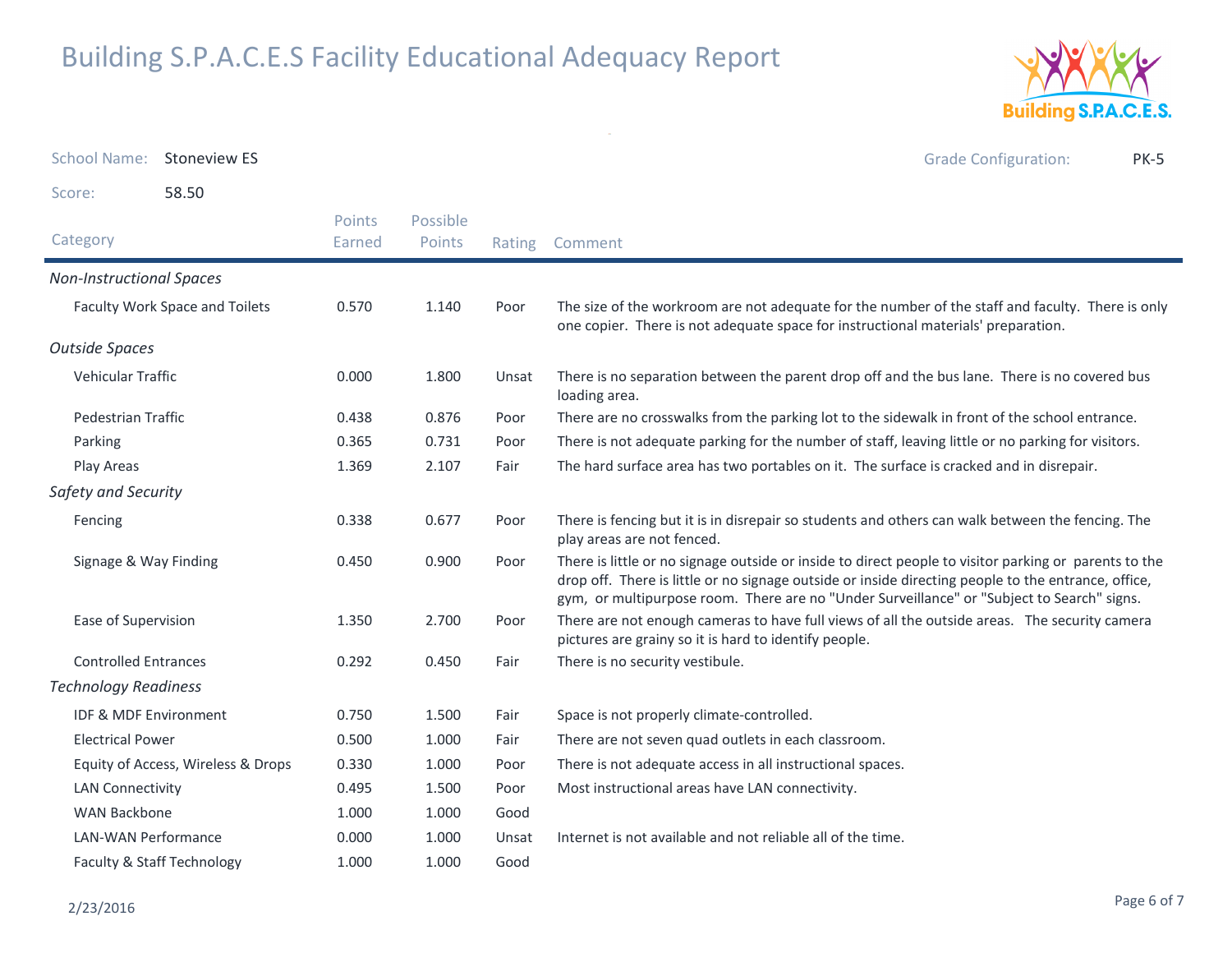# Building S.P.A.C.E.S Facility Educational Adequacy Report

School Name: Stoneview ES

Grade Configuration: PK-5

Score: 58.50

| Category | Points Earned | Possible Points | Rating | Comment |
|---|---|---|---|---|
| *Non-Instructional Spaces* | | | | |
| Faculty Work Space and Toilets | 0.570 | 1.140 | Poor | The size of the workroom are not adequate for the number of the staff and faculty. There is only one copier. There is not adequate space for instructional materials' preparation. |
| *Outside Spaces* | | | | |
| Vehicular Traffic | 0.000 | 1.800 | Unsat | There is no separation between the parent drop off and the bus lane. There is no covered bus loading area. |
| Pedestrian Traffic | 0.438 | 0.876 | Poor | There are no crosswalks from the parking lot to the sidewalk in front of the school entrance. |
| Parking | 0.365 | 0.731 | Poor | There is not adequate parking for the number of staff, leaving little or no parking for visitors. |
| Play Areas | 1.369 | 2.107 | Fair | The hard surface area has two portables on it. The surface is cracked and in disrepair. |
| *Safety and Security* | | | | |
| Fencing | 0.338 | 0.677 | Poor | There is fencing but it is in disrepair so students and others can walk between the fencing. The play areas are not fenced. |
| Signage & Way Finding | 0.450 | 0.900 | Poor | There is little or no signage outside or inside to direct people to visitor parking or parents to the drop off. There is little or no signage outside or inside directing people to the entrance, office, gym, or multipurpose room. There are no "Under Surveillance" or "Subject to Search" signs. |
| Ease of Supervision | 1.350 | 2.700 | Poor | There are not enough cameras to have full views of all the outside areas. The security camera pictures are grainy so it is hard to identify people. |
| Controlled Entrances | 0.292 | 0.450 | Fair | There is no security vestibule. |
| *Technology Readiness* | | | | |
| IDF & MDF Environment | 0.750 | 1.500 | Fair | Space is not properly climate-controlled. |
| Electrical Power | 0.500 | 1.000 | Fair | There are not seven quad outlets in each classroom. |
| Equity of Access, Wireless & Drops | 0.330 | 1.000 | Poor | There is not adequate access in all instructional spaces. |
| LAN Connectivity | 0.495 | 1.500 | Poor | Most instructional areas have LAN connectivity. |
| WAN Backbone | 1.000 | 1.000 | Good | |
| LAN-WAN Performance | 0.000 | 1.000 | Unsat | Internet is not available and not reliable all of the time. |
| Faculty & Staff Technology | 1.000 | 1.000 | Good | |

2/23/2016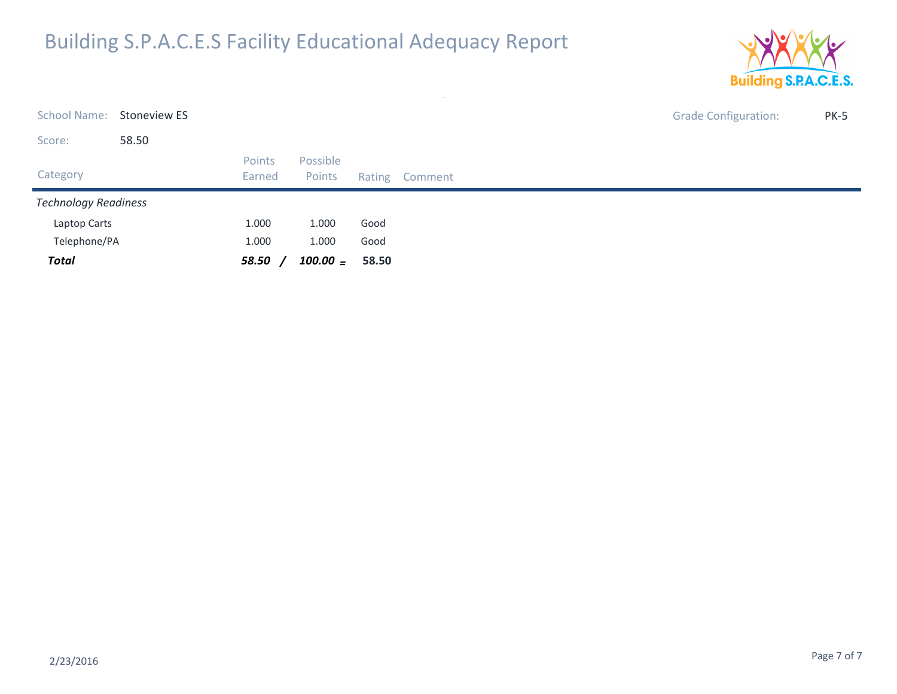# Building S.P.A.C.E.S Facility Educational Adequacy Report

School Name: Stoneview ES

Grade Configuration: PK-5

Score: 58.50

| Category | Points Earned | Possible Points | Rating | Comment |
|---|---|---|---|---|
| *Technology Readiness* | | | | |
| Laptop Carts | 1.000 | 1.000 | Good | |
| Telephone/PA | 1.000 | 1.000 | Good | |
| ***Total*** | ***58.50 /*** | ***100.00 =*** | **58.50** | |

2/23/2016